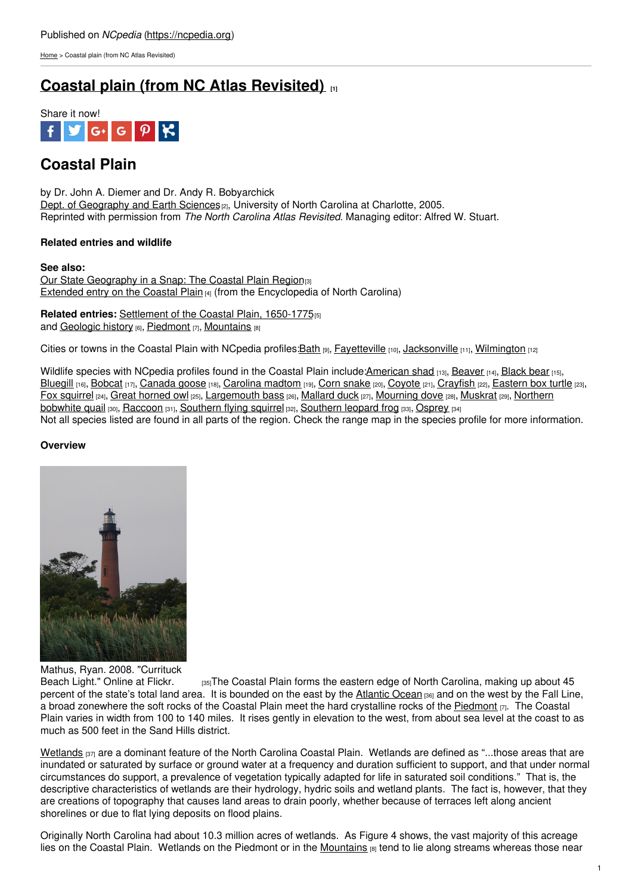Published on *NCpedia* (https://ncpedia.org)

Home > Coastal plain (from NC Atlas Revisited)

# Coastal plain (from NC Atlas Revisited) [1]

Share it now!

## Coastal Plain

by Dr. John A. Diemer and Dr. Andy R. Bobyarchick
Dept. of Geography and Earth Sciences [2], University of North Carolina at Charlotte, 2005.
Reprinted with permission from *The North Carolina Atlas Revisited*. Managing editor: Alfred W. Stuart.

**Related entries and wildlife**

**See also:**
Our State Geography in a Snap: The Coastal Plain Region [3]
Extended entry on the Coastal Plain [4] (from the Encyclopedia of North Carolina)

**Related entries:** Settlement of the Coastal Plain, 1650-1775 [5]
and Geologic history [6], Piedmont [7], Mountains [8]

Cities or towns in the Coastal Plain with NCpedia profiles: Bath [9], Fayetteville [10], Jacksonville [11], Wilmington [12]

Wildlife species with NCpedia profiles found in the Coastal Plain include: American shad [13], Beaver [14], Black bear [15], Bluegill [16], Bobcat [17], Canada goose [18], Carolina madtom [19], Corn snake [20], Coyote [21], Crayfish [22], Eastern box turtle [23], Fox squirrel [24], Great horned owl [25], Largemouth bass [26], Mallard duck [27], Mourning dove [28], Muskrat [29], Northern bobwhite quail [30], Raccoon [31], Southern flying squirrel [32], Southern leopard frog [33], Osprey [34]
Not all species listed are found in all parts of the region. Check the range map in the species profile for more information.

**Overview**

Mathus, Ryan. 2008. "Currituck Beach Light." Online at Flickr. [35]

The Coastal Plain forms the eastern edge of North Carolina, making up about 45 percent of the state's total land area. It is bounded on the east by the Atlantic Ocean [36] and on the west by the Fall Line, a broad zonewhere the soft rocks of the Coastal Plain meet the hard crystalline rocks of the Piedmont [7]. The Coastal Plain varies in width from 100 to 140 miles. It rises gently in elevation to the west, from about sea level at the coast to as much as 500 feet in the Sand Hills district.

Wetlands [37] are a dominant feature of the North Carolina Coastal Plain. Wetlands are defined as "...those areas that are inundated or saturated by surface or ground water at a frequency and duration sufficient to support, and that under normal circumstances do support, a prevalence of vegetation typically adapted for life in saturated soil conditions." That is, the descriptive characteristics of wetlands are their hydrology, hydric soils and wetland plants. The fact is, however, that they are creations of topography that causes land areas to drain poorly, whether because of terraces left along ancient shorelines or due to flat lying deposits on flood plains.

Originally North Carolina had about 10.3 million acres of wetlands. As Figure 4 shows, the vast majority of this acreage lies on the Coastal Plain. Wetlands on the Piedmont or in the Mountains [8] tend to lie along streams whereas those near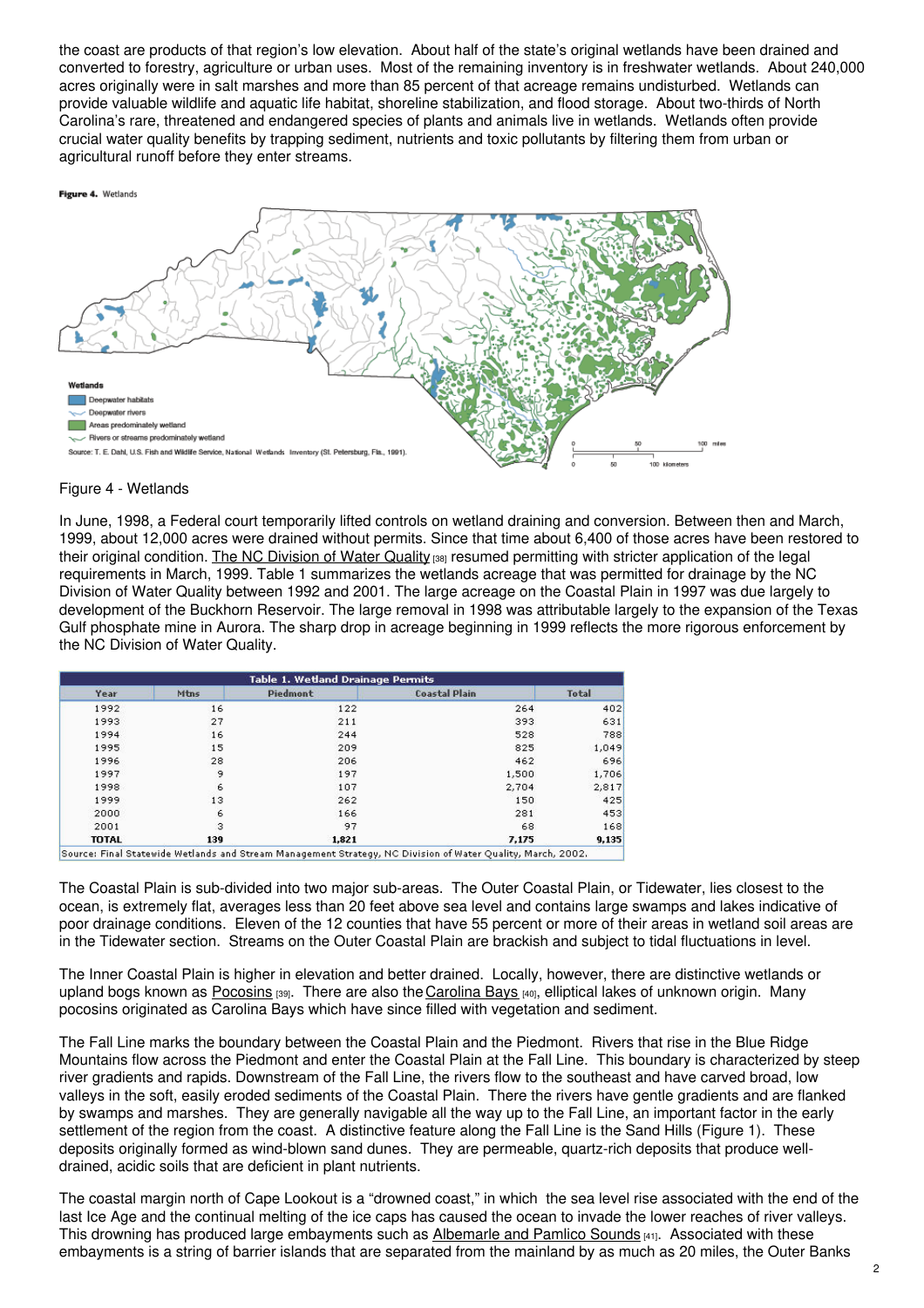the coast are products of that region's low elevation. About half of the state's original wetlands have been drained and converted to forestry, agriculture or urban uses. Most of the remaining inventory is in freshwater wetlands. About 240,000 acres originally were in salt marshes and more than 85 percent of that acreage remains undisturbed. Wetlands can provide valuable wildlife and aquatic life habitat, shoreline stabilization, and flood storage. About two-thirds of North Carolina's rare, threatened and endangered species of plants and animals live in wetlands. Wetlands often provide crucial water quality benefits by trapping sediment, nutrients and toxic pollutants by filtering them from urban or agricultural runoff before they enter streams.

**Figure 4.** Wetlands

Wetlands
- Deepwater habitats
- Deepwater rivers
- Areas predominately wetland
- Rivers or streams predominately wetland

Source: T. E. Dahl, U.S. Fish and Wildlife Service, National Wetlands Inventory (St. Petersburg, Fla., 1991).

Figure 4 - Wetlands

In June, 1998, a Federal court temporarily lifted controls on wetland draining and conversion. Between then and March, 1999, about 12,000 acres were drained without permits. Since that time about 6,400 of those acres have been restored to their original condition. The NC Division of Water Quality [38] resumed permitting with stricter application of the legal requirements in March, 1999. Table 1 summarizes the wetlands acreage that was permitted for drainage by the NC Division of Water Quality between 1992 and 2001. The large acreage on the Coastal Plain in 1997 was due largely to development of the Buckhorn Reservoir. The large removal in 1998 was attributable largely to the expansion of the Texas Gulf phosphate mine in Aurora. The sharp drop in acreage beginning in 1999 reflects the more rigorous enforcement by the NC Division of Water Quality.

**Table 1. Wetland Drainage Permits**

| Year | Mtns | Piedmont | Coastal Plain | Total |
|---|---|---|---|---|
| 1992 | 16 | 122 | 264 | 402 |
| 1993 | 27 | 211 | 393 | 631 |
| 1994 | 16 | 244 | 528 | 788 |
| 1995 | 15 | 209 | 825 | 1,049 |
| 1996 | 28 | 206 | 462 | 696 |
| 1997 | 9 | 197 | 1,500 | 1,706 |
| 1998 | 6 | 107 | 2,704 | 2,817 |
| 1999 | 13 | 262 | 150 | 425 |
| 2000 | 6 | 166 | 281 | 453 |
| 2001 | 3 | 97 | 68 | 168 |
| **TOTAL** | **139** | **1,821** | **7,175** | **9,135** |

Source: Final Statewide Wetlands and Stream Management Strategy, NC Division of Water Quality, March, 2002.

The Coastal Plain is sub-divided into two major sub-areas. The Outer Coastal Plain, or Tidewater, lies closest to the ocean, is extremely flat, averages less than 20 feet above sea level and contains large swamps and lakes indicative of poor drainage conditions. Eleven of the 12 counties that have 55 percent or more of their areas in wetland soil areas are in the Tidewater section. Streams on the Outer Coastal Plain are brackish and subject to tidal fluctuations in level.

The Inner Coastal Plain is higher in elevation and better drained. Locally, however, there are distinctive wetlands or upland bogs known as Pocosins [39]. There are also the Carolina Bays [40], elliptical lakes of unknown origin. Many pocosins originated as Carolina Bays which have since filled with vegetation and sediment.

The Fall Line marks the boundary between the Coastal Plain and the Piedmont. Rivers that rise in the Blue Ridge Mountains flow across the Piedmont and enter the Coastal Plain at the Fall Line. This boundary is characterized by steep river gradients and rapids. Downstream of the Fall Line, the rivers flow to the southeast and have carved broad, low valleys in the soft, easily eroded sediments of the Coastal Plain. There the rivers have gentle gradients and are flanked by swamps and marshes. They are generally navigable all the way up to the Fall Line, an important factor in the early settlement of the region from the coast. A distinctive feature along the Fall Line is the Sand Hills (Figure 1). These deposits originally formed as wind-blown sand dunes. They are permeable, quartz-rich deposits that produce well-drained, acidic soils that are deficient in plant nutrients.

The coastal margin north of Cape Lookout is a "drowned coast," in which the sea level rise associated with the end of the last Ice Age and the continual melting of the ice caps has caused the ocean to invade the lower reaches of river valleys. This drowning has produced large embayments such as Albemarle and Pamlico Sounds [41]. Associated with these embayments is a string of barrier islands that are separated from the mainland by as much as 20 miles, the Outer Banks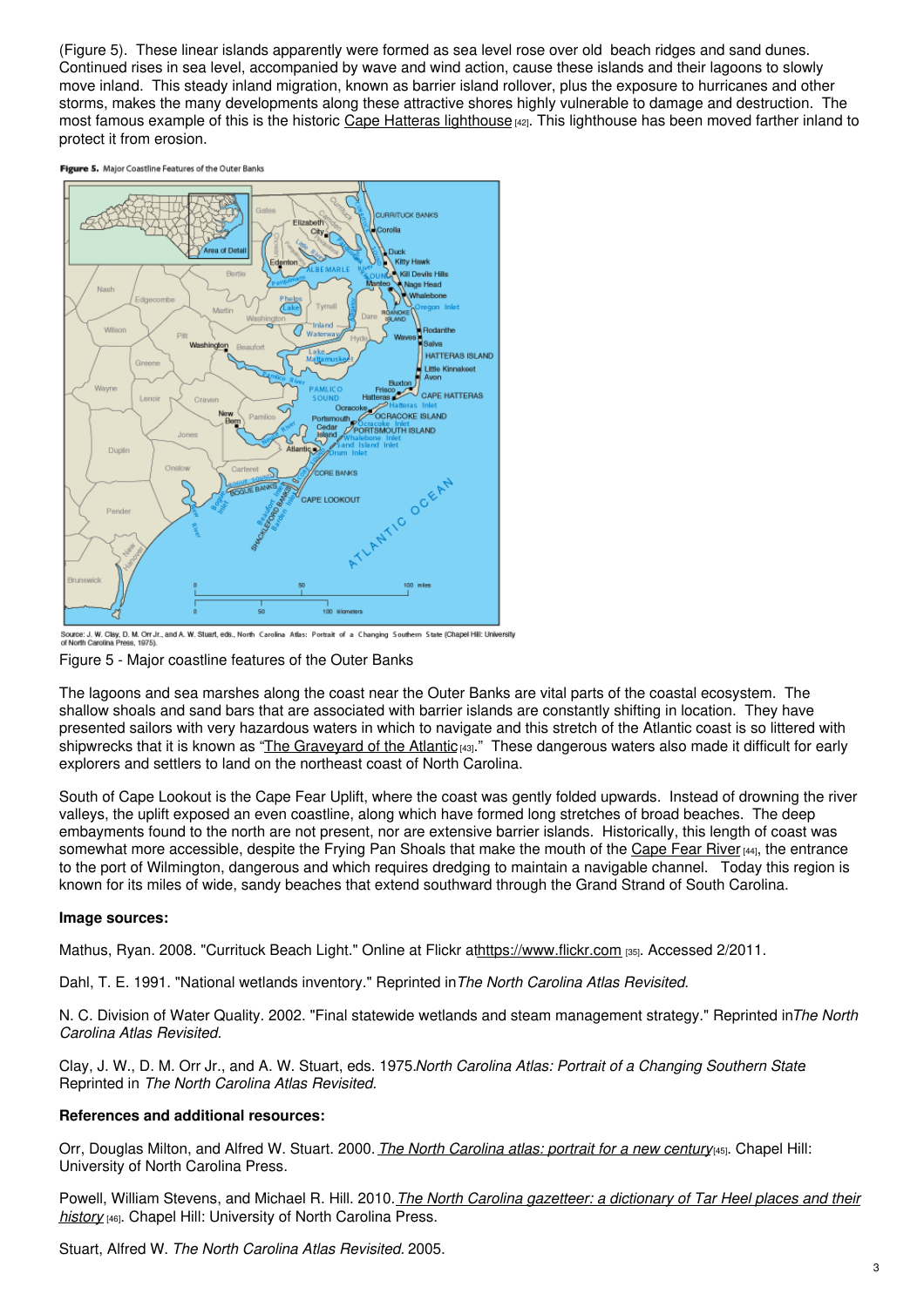(Figure 5). These linear islands apparently were formed as sea level rose over old beach ridges and sand dunes. Continued rises in sea level, accompanied by wave and wind action, cause these islands and their lagoons to slowly move inland. This steady inland migration, known as barrier island rollover, plus the exposure to hurricanes and other storms, makes the many developments along these attractive shores highly vulnerable to damage and destruction. The most famous example of this is the historic Cape Hatteras lighthouse [42]. This lighthouse has been moved farther inland to protect it from erosion.

**Figure 5.** Major Coastline Features of the Outer Banks

Source: J. W. Clay, D. M. Orr Jr., and A. W. Stuart, eds., North Carolina Atlas: Portrait of a Changing Southern State (Chapel Hill: University of North Carolina Press, 1975).

Figure 5 - Major coastline features of the Outer Banks

The lagoons and sea marshes along the coast near the Outer Banks are vital parts of the coastal ecosystem. The shallow shoals and sand bars that are associated with barrier islands are constantly shifting in location. They have presented sailors with very hazardous waters in which to navigate and this stretch of the Atlantic coast is so littered with shipwrecks that it is known as "The Graveyard of the Atlantic [43]." These dangerous waters also made it difficult for early explorers and settlers to land on the northeast coast of North Carolina.

South of Cape Lookout is the Cape Fear Uplift, where the coast was gently folded upwards. Instead of drowning the river valleys, the uplift exposed an even coastline, along which have formed long stretches of broad beaches. The deep embayments found to the north are not present, nor are extensive barrier islands. Historically, this length of coast was somewhat more accessible, despite the Frying Pan Shoals that make the mouth of the Cape Fear River [44], the entrance to the port of Wilmington, dangerous and which requires dredging to maintain a navigable channel. Today this region is known for its miles of wide, sandy beaches that extend southward through the Grand Strand of South Carolina.

**Image sources:**

Mathus, Ryan. 2008. "Currituck Beach Light." Online at Flickr athttps://www.flickr.com [35]. Accessed 2/2011.

Dahl, T. E. 1991. "National wetlands inventory." Reprinted in *The North Carolina Atlas Revisited*.

N. C. Division of Water Quality. 2002. "Final statewide wetlands and steam management strategy." Reprinted in *The North Carolina Atlas Revisited*.

Clay, J. W., D. M. Orr Jr., and A. W. Stuart, eds. 1975. *North Carolina Atlas: Portrait of a Changing Southern State* Reprinted in *The North Carolina Atlas Revisited.*

**References and additional resources:**

Orr, Douglas Milton, and Alfred W. Stuart. 2000. *The North Carolina atlas: portrait for a new century* [45]. Chapel Hill: University of North Carolina Press.

Powell, William Stevens, and Michael R. Hill. 2010. *The North Carolina gazetteer: a dictionary of Tar Heel places and their history* [46]. Chapel Hill: University of North Carolina Press.

Stuart, Alfred W. *The North Carolina Atlas Revisited.* 2005.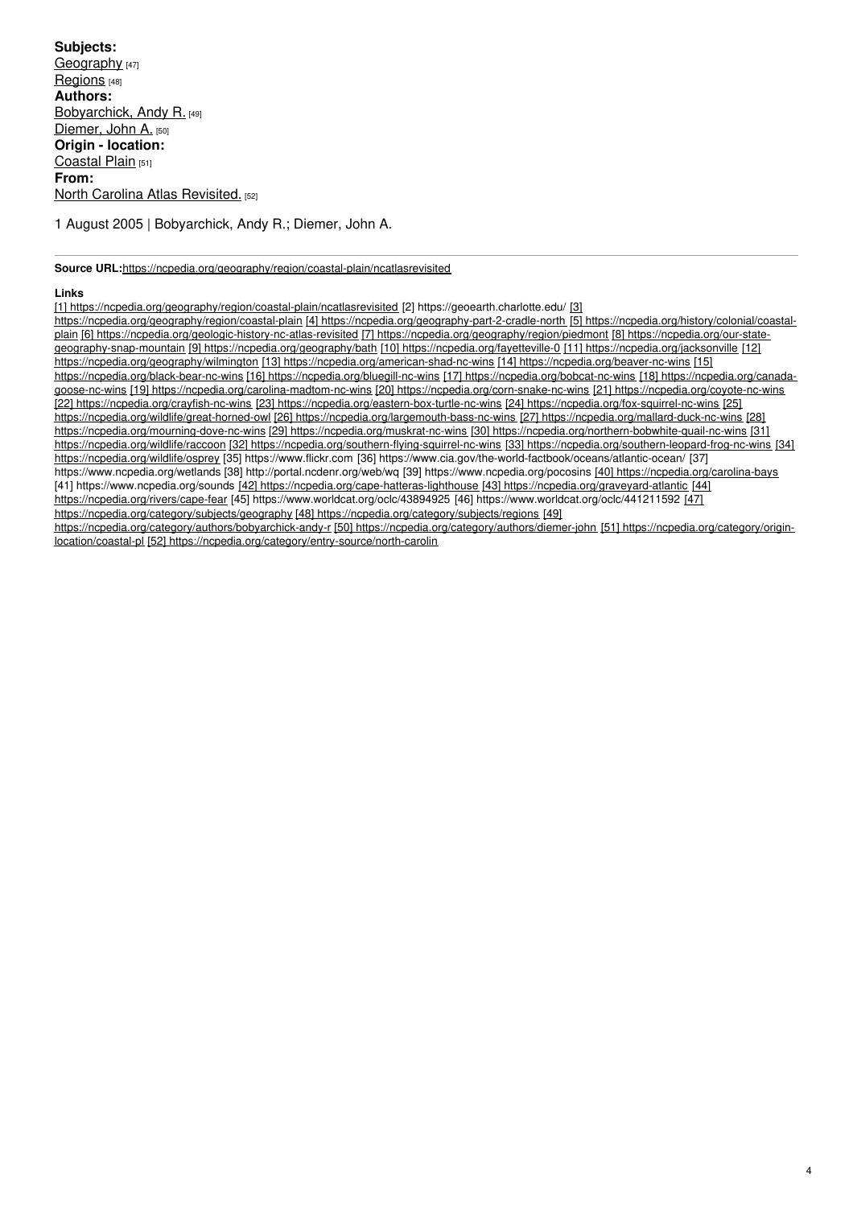**Subjects:**
Geography [47]
Regions [48]
**Authors:**
Bobyarchick, Andy R. [49]
Diemer, John A. [50]
**Origin - location:**
Coastal Plain [51]
**From:**
North Carolina Atlas Revisited. [52]

1 August 2005 | Bobyarchick, Andy R.; Diemer, John A.

---

**Source URL:** https://ncpedia.org/geography/region/coastal-plain/ncatlasrevisited

**Links**

[1] https://ncpedia.org/geography/region/coastal-plain/ncatlasrevisited [2] https://geoearth.charlotte.edu/ [3] https://ncpedia.org/geography/region/coastal-plain [4] https://ncpedia.org/geography-part-2-cradle-north [5] https://ncpedia.org/history/colonial/coastal-plain [6] https://ncpedia.org/geologic-history-nc-atlas-revisited [7] https://ncpedia.org/geography/region/piedmont [8] https://ncpedia.org/our-state-geography-snap-mountain [9] https://ncpedia.org/geography/bath [10] https://ncpedia.org/fayetteville-0 [11] https://ncpedia.org/jacksonville [12] https://ncpedia.org/geography/wilmington [13] https://ncpedia.org/american-shad-nc-wins [14] https://ncpedia.org/beaver-nc-wins [15] https://ncpedia.org/black-bear-nc-wins [16] https://ncpedia.org/bluegill-nc-wins [17] https://ncpedia.org/bobcat-nc-wins [18] https://ncpedia.org/canada-goose-nc-wins [19] https://ncpedia.org/carolina-madtom-nc-wins [20] https://ncpedia.org/corn-snake-nc-wins [21] https://ncpedia.org/coyote-nc-wins [22] https://ncpedia.org/crayfish-nc-wins [23] https://ncpedia.org/eastern-box-turtle-nc-wins [24] https://ncpedia.org/fox-squirrel-nc-wins [25] https://ncpedia.org/wildlife/great-horned-owl [26] https://ncpedia.org/largemouth-bass-nc-wins [27] https://ncpedia.org/mallard-duck-nc-wins [28] https://ncpedia.org/mourning-dove-nc-wins [29] https://ncpedia.org/muskrat-nc-wins [30] https://ncpedia.org/northern-bobwhite-quail-nc-wins [31] https://ncpedia.org/wildlife/raccoon [32] https://ncpedia.org/southern-flying-squirrel-nc-wins [33] https://ncpedia.org/southern-leopard-frog-nc-wins [34] https://ncpedia.org/wildlife/osprey [35] https://www.flickr.com [36] https://www.cia.gov/the-world-factbook/oceans/atlantic-ocean/ [37] https://www.ncpedia.org/wetlands [38] http://portal.ncdenr.org/web/wq [39] https://www.ncpedia.org/pocosins [40] https://ncpedia.org/carolina-bays [41] https://www.ncpedia.org/sounds [42] https://ncpedia.org/cape-hatteras-lighthouse [43] https://ncpedia.org/graveyard-atlantic [44] https://ncpedia.org/rivers/cape-fear [45] https://www.worldcat.org/oclc/43894925 [46] https://www.worldcat.org/oclc/441211592 [47] https://ncpedia.org/category/subjects/geography [48] https://ncpedia.org/category/subjects/regions [49] https://ncpedia.org/category/authors/bobyarchick-andy-r [50] https://ncpedia.org/category/authors/diemer-john [51] https://ncpedia.org/category/origin-location/coastal-pl [52] https://ncpedia.org/category/entry-source/north-carolin